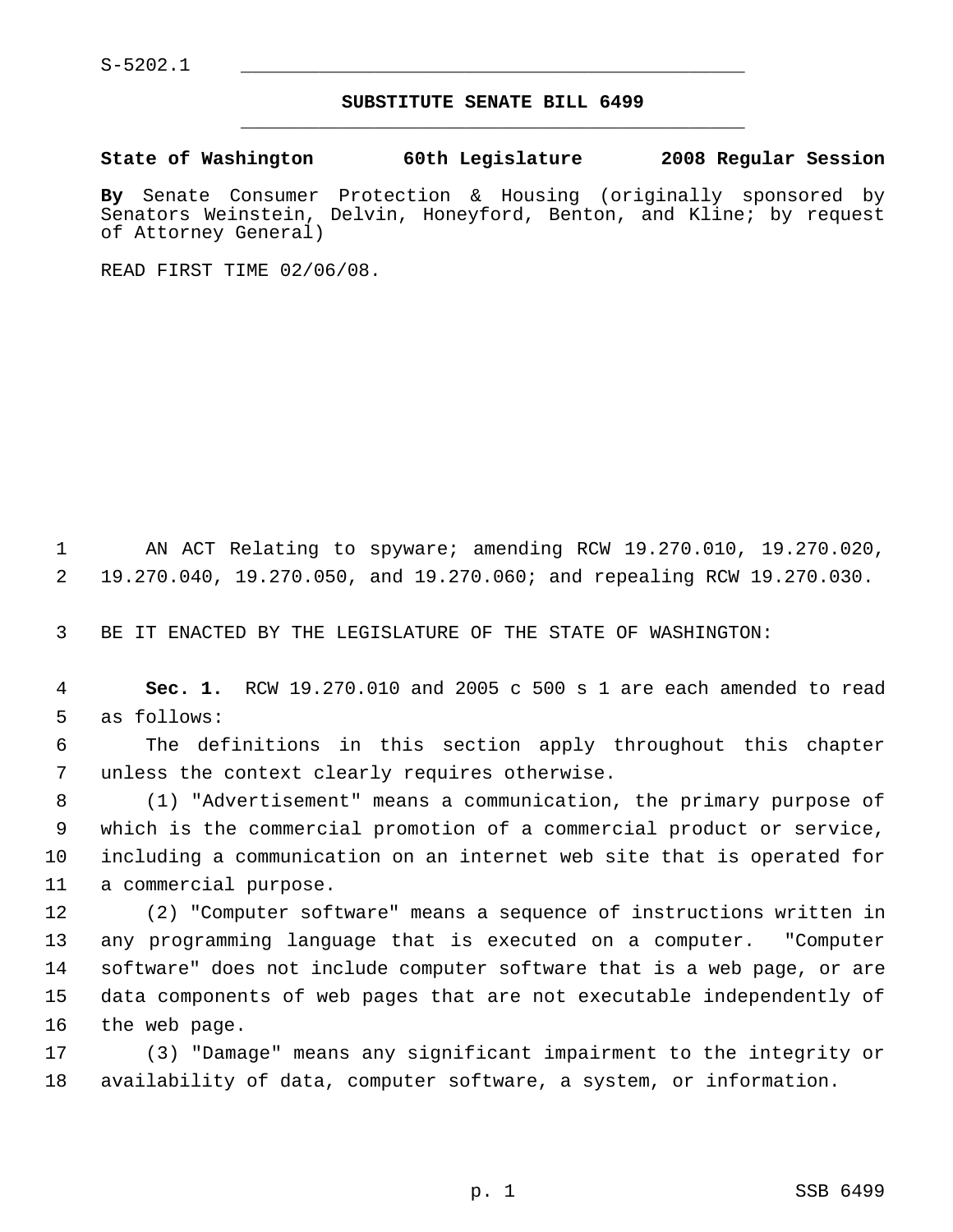S-5202.1

# SUBSTITUTE SENATE BILL 6499

**State of Washington 60th Legislature 2008 Regular Session**

**By** Senate Consumer Protection & Housing (originally sponsored by Senators Weinstein, Delvin, Honeyford, Benton, and Kline; by request of Attorney General)

READ FIRST TIME 02/06/08.

AN ACT Relating to spyware; amending RCW 19.270.010, 19.270.020, 19.270.040, 19.270.050, and 19.270.060; and repealing RCW 19.270.030.

BE IT ENACTED BY THE LEGISLATURE OF THE STATE OF WASHINGTON:

**Sec. 1.** RCW 19.270.010 and 2005 c 500 s 1 are each amended to read as follows:

The definitions in this section apply throughout this chapter unless the context clearly requires otherwise.

(1) "Advertisement" means a communication, the primary purpose of which is the commercial promotion of a commercial product or service, including a communication on an internet web site that is operated for a commercial purpose.

(2) "Computer software" means a sequence of instructions written in any programming language that is executed on a computer. "Computer software" does not include computer software that is a web page, or are data components of web pages that are not executable independently of the web page.

(3) "Damage" means any significant impairment to the integrity or availability of data, computer software, a system, or information.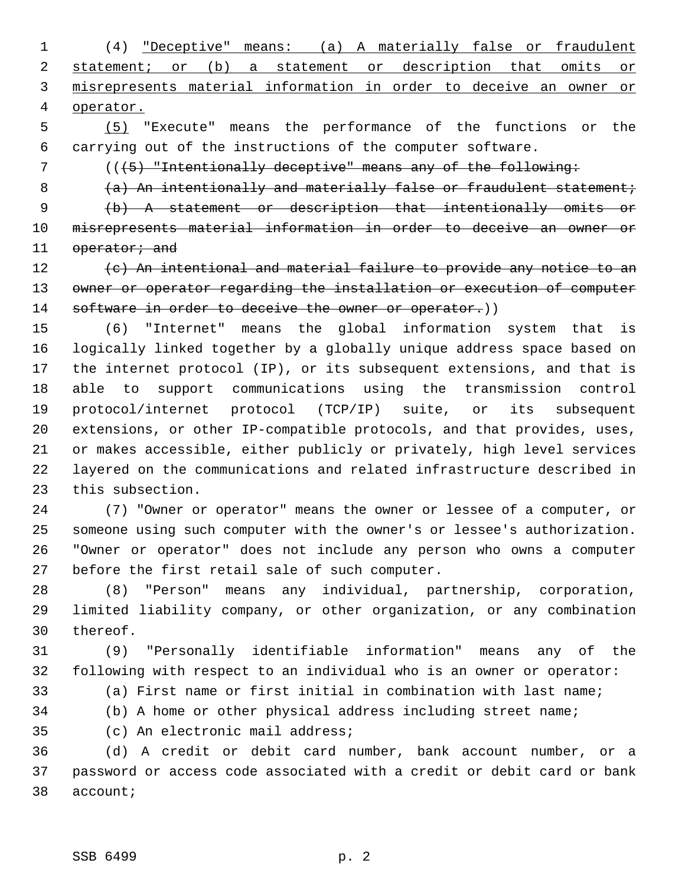(4) "Deceptive" means: (a) A materially false or fraudulent statement; or (b) a statement or description that omits or misrepresents material information in order to deceive an owner or operator.

(5) "Execute" means the performance of the functions or the carrying out of the instructions of the computer software.

(((5) "Intentionally deceptive" means any of the following:

(a) An intentionally and materially false or fraudulent statement;

(b) A statement or description that intentionally omits or misrepresents material information in order to deceive an owner or operator; and

(c) An intentional and material failure to provide any notice to an owner or operator regarding the installation or execution of computer software in order to deceive the owner or operator.))

(6) "Internet" means the global information system that is logically linked together by a globally unique address space based on the internet protocol (IP), or its subsequent extensions, and that is able to support communications using the transmission control protocol/internet protocol (TCP/IP) suite, or its subsequent extensions, or other IP-compatible protocols, and that provides, uses, or makes accessible, either publicly or privately, high level services layered on the communications and related infrastructure described in this subsection.

(7) "Owner or operator" means the owner or lessee of a computer, or someone using such computer with the owner's or lessee's authorization. "Owner or operator" does not include any person who owns a computer before the first retail sale of such computer.

(8) "Person" means any individual, partnership, corporation, limited liability company, or other organization, or any combination thereof.

(9) "Personally identifiable information" means any of the following with respect to an individual who is an owner or operator:

(a) First name or first initial in combination with last name;

(b) A home or other physical address including street name;

(c) An electronic mail address;

(d) A credit or debit card number, bank account number, or a password or access code associated with a credit or debit card or bank account;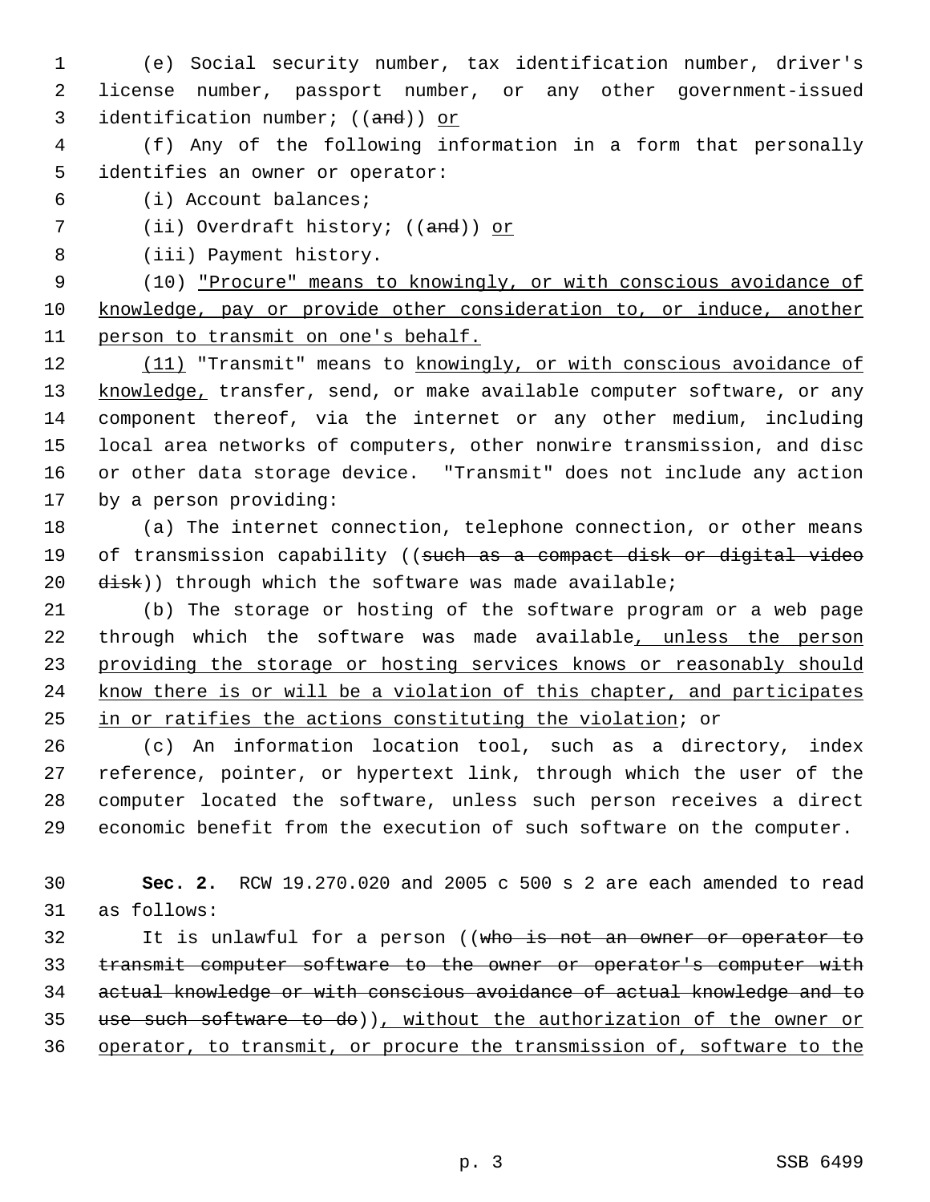(e) Social security number, tax identification number, driver's license number, passport number, or any other government-issued identification number; ((~~and~~)) <u>or</u>

(f) Any of the following information in a form that personally identifies an owner or operator:

(i) Account balances;

(ii) Overdraft history; ((~~and~~)) <u>or</u>

(iii) Payment history.

(10) <u>"Procure" means to knowingly, or with conscious avoidance of knowledge, pay or provide other consideration to, or induce, another person to transmit on one's behalf.</u>

<u>(11)</u> "Transmit" means to <u>knowingly, or with conscious avoidance of knowledge,</u> transfer, send, or make available computer software, or any component thereof, via the internet or any other medium, including local area networks of computers, other nonwire transmission, and disc or other data storage device. "Transmit" does not include any action by a person providing:

(a) The internet connection, telephone connection, or other means of transmission capability ((~~such as a compact disk or digital video disk~~)) through which the software was made available;

(b) The storage or hosting of the software program or a web page through which the software was made available<u>, unless the person providing the storage or hosting services knows or reasonably should know there is or will be a violation of this chapter, and participates in or ratifies the actions constituting the violation</u>; or

(c) An information location tool, such as a directory, index reference, pointer, or hypertext link, through which the user of the computer located the software, unless such person receives a direct economic benefit from the execution of such software on the computer.

**Sec. 2.** RCW 19.270.020 and 2005 c 500 s 2 are each amended to read as follows:

It is unlawful for a person ((~~who is not an owner or operator to transmit computer software to the owner or operator's computer with actual knowledge or with conscious avoidance of actual knowledge and to use such software to do~~))<u>, without the authorization of the owner or operator, to transmit, or procure the transmission of, software to the</u>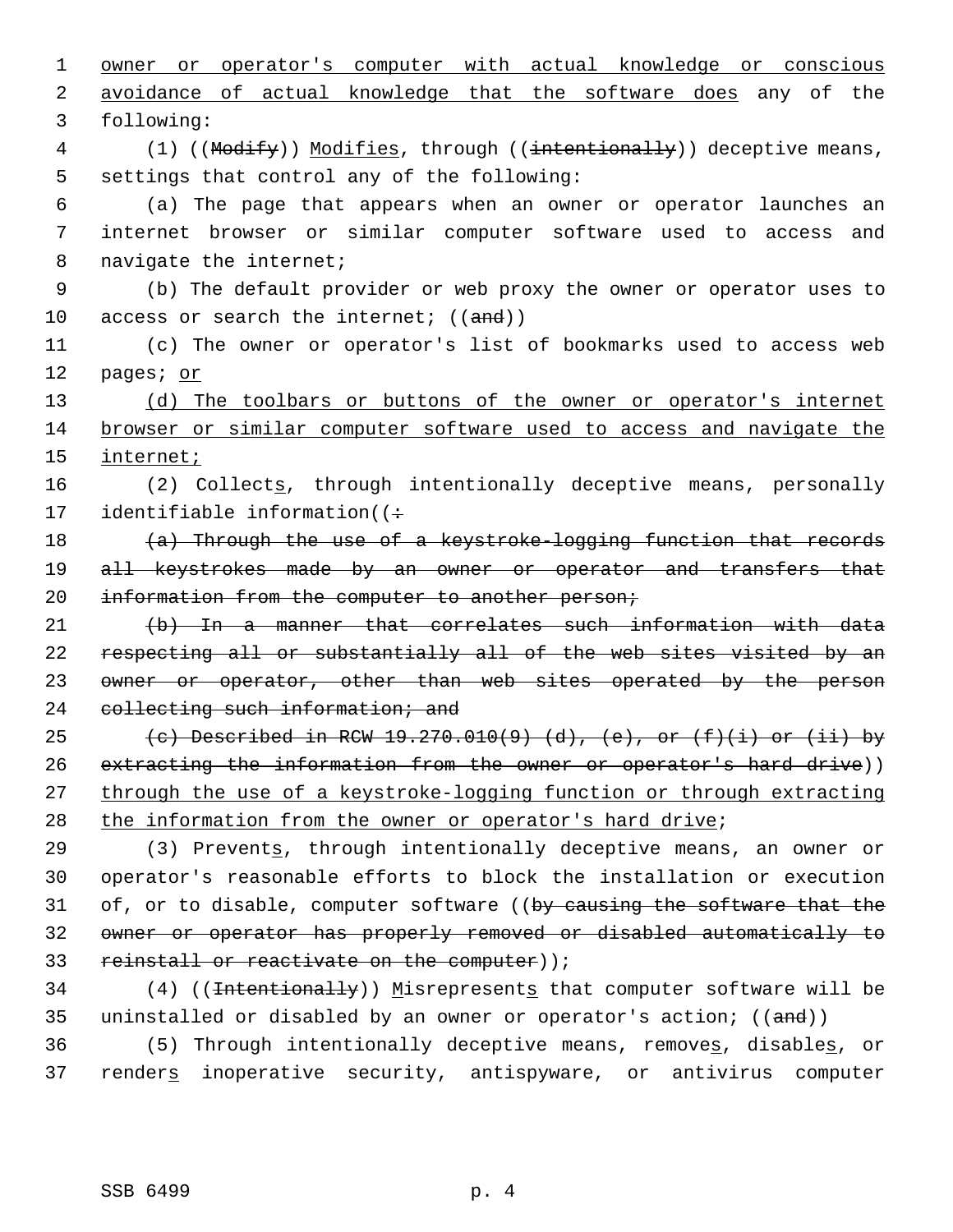owner or operator's computer with actual knowledge or conscious avoidance of actual knowledge that the software does any of the following:

(1) ((~~Modify~~)) Modifies, through ((~~intentionally~~)) deceptive means, settings that control any of the following:

(a) The page that appears when an owner or operator launches an internet browser or similar computer software used to access and navigate the internet;

(b) The default provider or web proxy the owner or operator uses to access or search the internet; ((~~and~~))

(c) The owner or operator's list of bookmarks used to access web pages; or

(d) The toolbars or buttons of the owner or operator's internet browser or similar computer software used to access and navigate the internet;

(2) Collects, through intentionally deceptive means, personally identifiable information((~~:~~

~~(a) Through the use of a keystroke-logging function that records all keystrokes made by an owner or operator and transfers that information from the computer to another person;~~

~~(b) In a manner that correlates such information with data respecting all or substantially all of the web sites visited by an owner or operator, other than web sites operated by the person collecting such information; and~~

~~(c) Described in RCW 19.270.010(9) (d), (e), or (f)(i) or (ii) by extracting the information from the owner or operator's hard drive~~)) through the use of a keystroke-logging function or through extracting the information from the owner or operator's hard drive;

(3) Prevents, through intentionally deceptive means, an owner or operator's reasonable efforts to block the installation or execution of, or to disable, computer software ((~~by causing the software that the owner or operator has properly removed or disabled automatically to reinstall or reactivate on the computer~~));

(4) ((~~Intentionally~~)) Misrepresents that computer software will be uninstalled or disabled by an owner or operator's action; ((~~and~~))

(5) Through intentionally deceptive means, removes, disables, or renders inoperative security, antispyware, or antivirus computer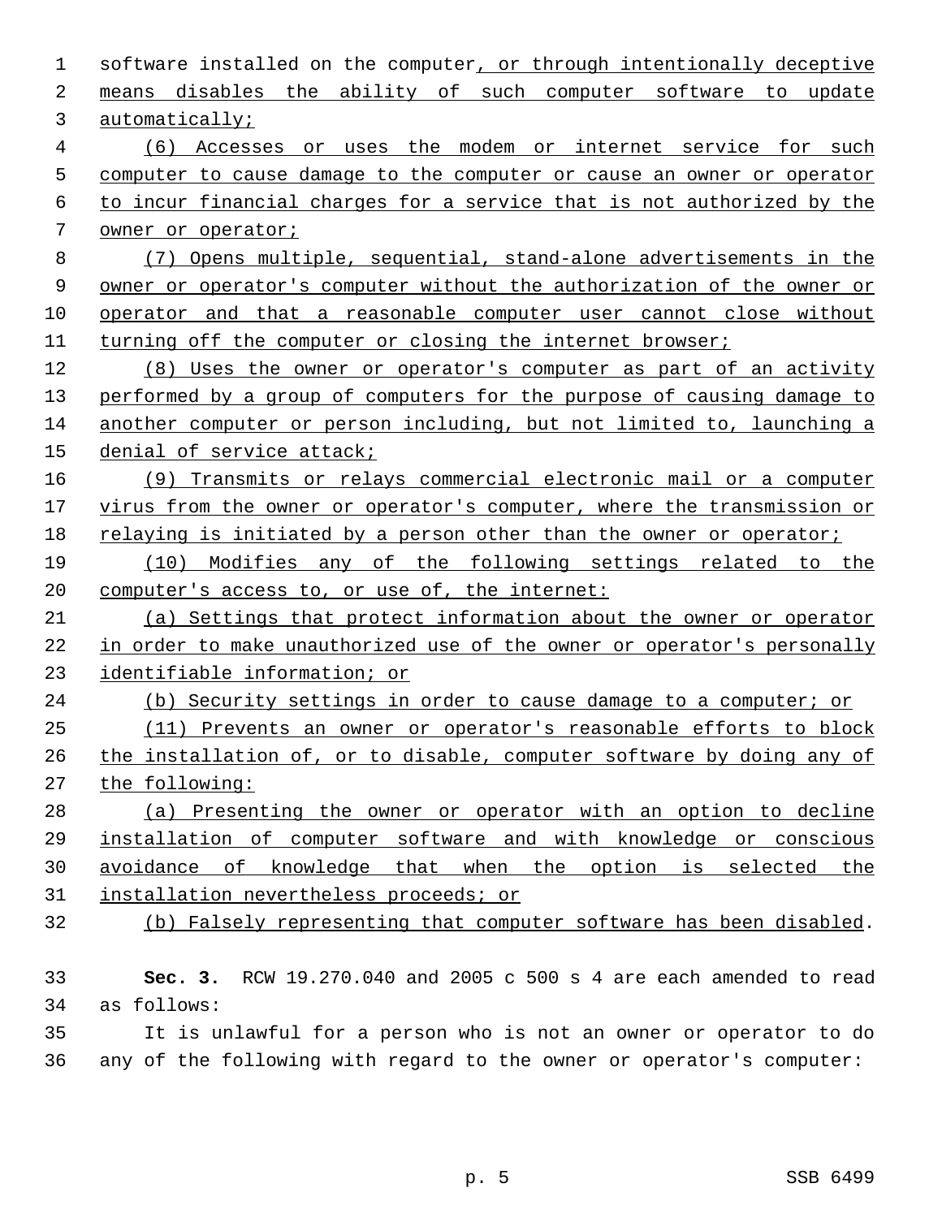software installed on the computer, or through intentionally deceptive means disables the ability of such computer software to update automatically;

(6) Accesses or uses the modem or internet service for such computer to cause damage to the computer or cause an owner or operator to incur financial charges for a service that is not authorized by the owner or operator;

(7) Opens multiple, sequential, stand-alone advertisements in the owner or operator's computer without the authorization of the owner or operator and that a reasonable computer user cannot close without turning off the computer or closing the internet browser;

(8) Uses the owner or operator's computer as part of an activity performed by a group of computers for the purpose of causing damage to another computer or person including, but not limited to, launching a denial of service attack;

(9) Transmits or relays commercial electronic mail or a computer virus from the owner or operator's computer, where the transmission or relaying is initiated by a person other than the owner or operator;

(10) Modifies any of the following settings related to the computer's access to, or use of, the internet:

(a) Settings that protect information about the owner or operator in order to make unauthorized use of the owner or operator's personally identifiable information; or

(b) Security settings in order to cause damage to a computer; or

(11) Prevents an owner or operator's reasonable efforts to block the installation of, or to disable, computer software by doing any of the following:

(a) Presenting the owner or operator with an option to decline installation of computer software and with knowledge or conscious avoidance of knowledge that when the option is selected the installation nevertheless proceeds; or

(b) Falsely representing that computer software has been disabled.

**Sec. 3.** RCW 19.270.040 and 2005 c 500 s 4 are each amended to read as follows:

It is unlawful for a person who is not an owner or operator to do any of the following with regard to the owner or operator's computer: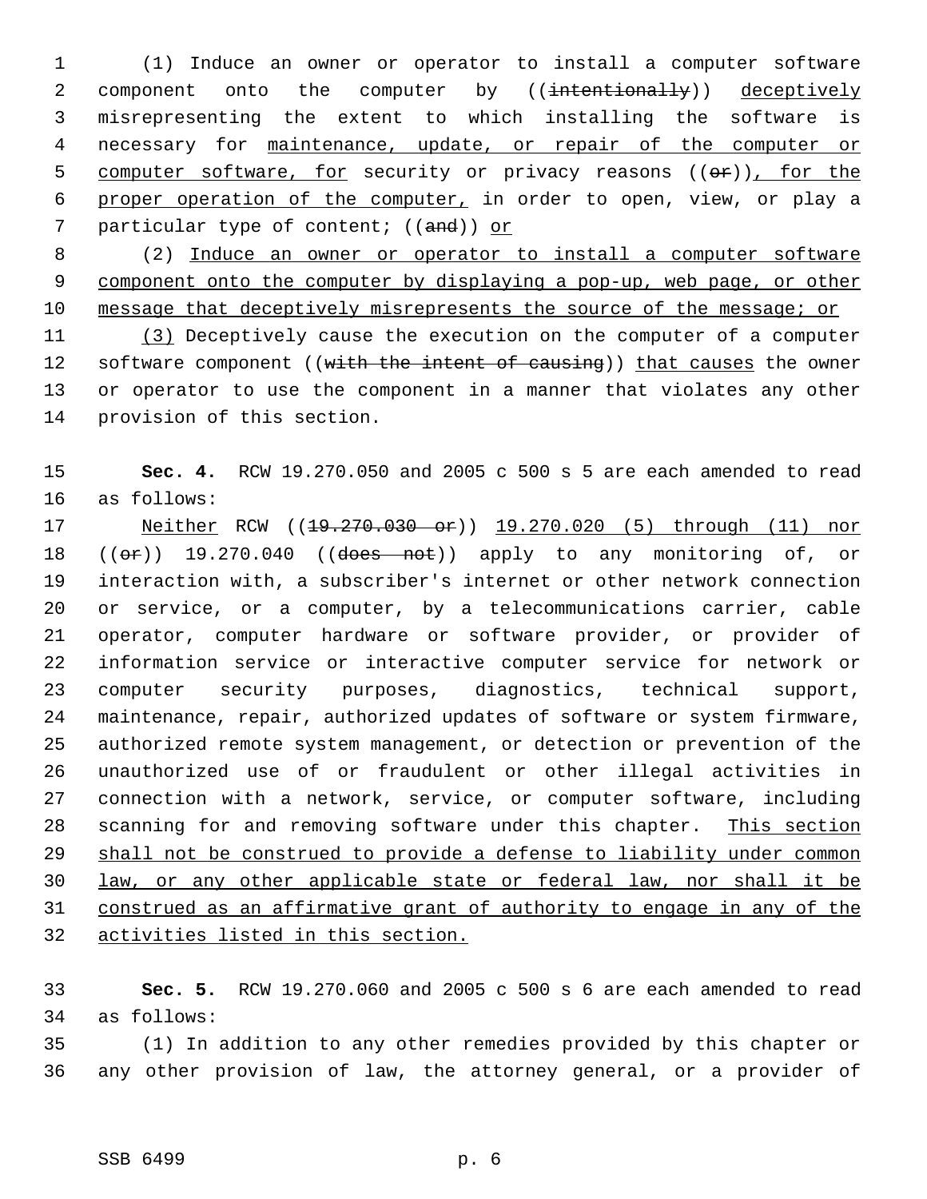(1) Induce an owner or operator to install a computer software component onto the computer by ((~~intentionally~~)) <u>deceptively</u> misrepresenting the extent to which installing the software is necessary for <u>maintenance, update, or repair of the computer or computer software, for</u> security or privacy reasons ((~~or~~))<u>, for the proper operation of the computer,</u> in order to open, view, or play a particular type of content; ((~~and~~)) <u>or</u>

(2) <u>Induce an owner or operator to install a computer software component onto the computer by displaying a pop-up, web page, or other message that deceptively misrepresents the source of the message; or</u>

<u>(3)</u> Deceptively cause the execution on the computer of a computer software component ((~~with the intent of causing~~)) <u>that causes</u> the owner or operator to use the component in a manner that violates any other provision of this section.

**Sec. 4.** RCW 19.270.050 and 2005 c 500 s 5 are each amended to read as follows:

<u>Neither</u> RCW ((~~19.270.030 or~~)) <u>19.270.020 (5) through (11) nor</u> ((~~or~~)) 19.270.040 ((~~does not~~)) apply to any monitoring of, or interaction with, a subscriber's internet or other network connection or service, or a computer, by a telecommunications carrier, cable operator, computer hardware or software provider, or provider of information service or interactive computer service for network or computer security purposes, diagnostics, technical support, maintenance, repair, authorized updates of software or system firmware, authorized remote system management, or detection or prevention of the unauthorized use of or fraudulent or other illegal activities in connection with a network, service, or computer software, including scanning for and removing software under this chapter. <u>This section shall not be construed to provide a defense to liability under common law, or any other applicable state or federal law, nor shall it be construed as an affirmative grant of authority to engage in any of the activities listed in this section.</u>

**Sec. 5.** RCW 19.270.060 and 2005 c 500 s 6 are each amended to read as follows:

(1) In addition to any other remedies provided by this chapter or any other provision of law, the attorney general, or a provider of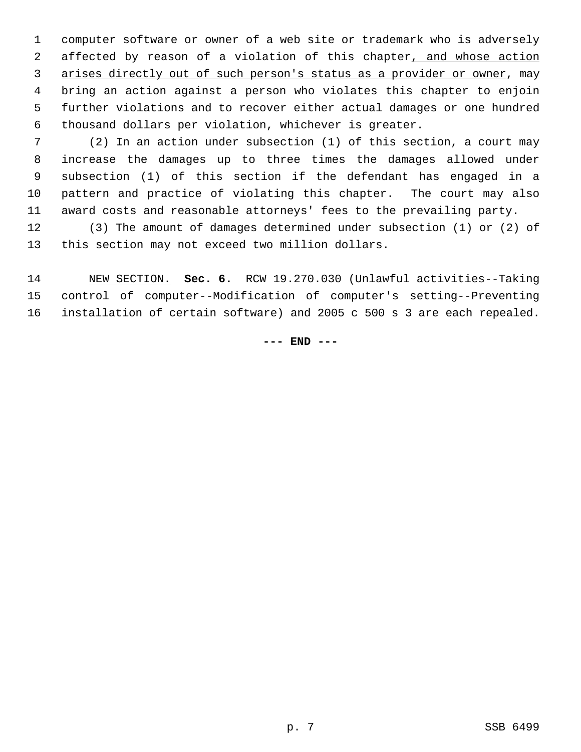computer software or owner of a web site or trademark who is adversely affected by reason of a violation of this chapter<u>, and whose action arises directly out of such person's status as a provider or owner</u>, may bring an action against a person who violates this chapter to enjoin further violations and to recover either actual damages or one hundred thousand dollars per violation, whichever is greater.

(2) In an action under subsection (1) of this section, a court may increase the damages up to three times the damages allowed under subsection (1) of this section if the defendant has engaged in a pattern and practice of violating this chapter. The court may also award costs and reasonable attorneys' fees to the prevailing party.

(3) The amount of damages determined under subsection (1) or (2) of this section may not exceed two million dollars.

<u>NEW SECTION.</u> **Sec. 6.** RCW 19.270.030 (Unlawful activities--Taking control of computer--Modification of computer's setting--Preventing installation of certain software) and 2005 c 500 s 3 are each repealed.

**--- END ---**